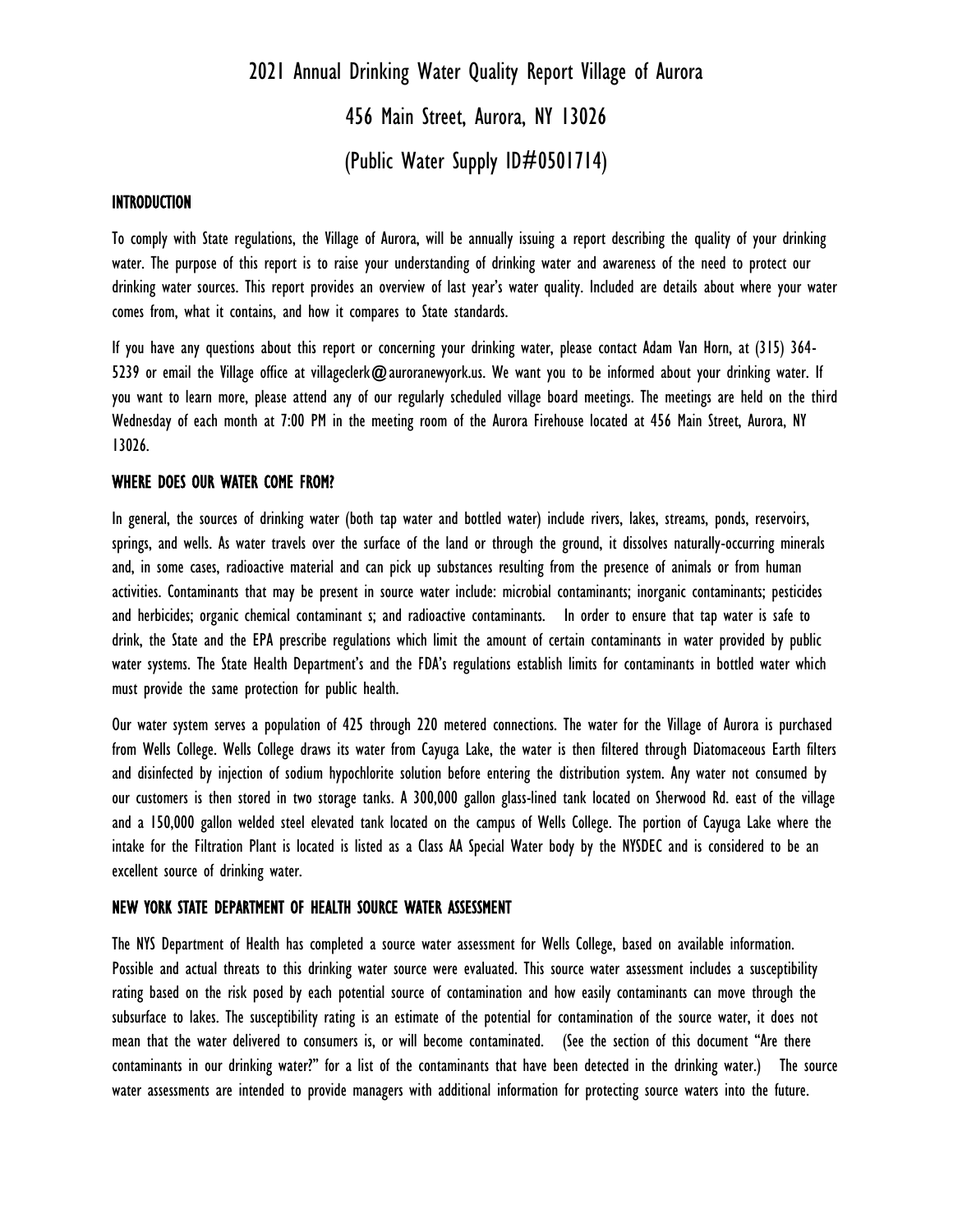# 2021 Annual Drinking Water Quality Report Village of Aurora

# 456 Main Street, Aurora, NY 13026

# (Public Water Supply ID#0501714)

## INTRODUCTION

To comply with State regulations, the Village of Aurora, will be annually issuing a report describing the quality of your drinking water. The purpose of this report is to raise your understanding of drinking water and awareness of the need to protect our drinking water sources. This report provides an overview of last year's water quality. Included are details about where your water comes from, what it contains, and how it compares to State standards.

If you have any questions about this report or concerning your drinking water, please contact Adam Van Horn, at (315) 364-5239 or email the Village office at villageclerk@auroranewyork.us. We want you to be informed about your drinking water. If you want to learn more, please attend any of our regularly scheduled village board meetings. The meetings are held on the third Wednesday of each month at 7:00 PM in the meeting room of the Aurora Firehouse located at 456 Main Street, Aurora, NY 13026.

## WHERE DOES OUR WATER COME FROM?

In general, the sources of drinking water (both tap water and bottled water) include rivers, lakes, streams, ponds, reservoirs, springs, and wells. As water travels over the surface of the land or through the ground, it dissolves naturally-occurring minerals and, in some cases, radioactive material and can pick up substances resulting from the presence of animals or from human activities. Contaminants that may be present in source water include: microbial contaminants; inorganic contaminants; pesticides and herbicides; organic chemical contaminant s; and radioactive contaminants. In order to ensure that tap water is safe to drink, the State and the EPA prescribe regulations which limit the amount of certain contaminants in water provided by public water systems. The State Health Department's and the FDA's regulations establish limits for contaminants in bottled water which must provide the same protection for public health.

Our water system serves a population of 425 through 220 metered connections. The water for the Village of Aurora is purchased from Wells College. Wells College draws its water from Cayuga Lake, the water is then filtered through Diatomaceous Earth filters and disinfected by injection of sodium hypochlorite solution before entering the distribution system. Any water not consumed by our customers is then stored in two storage tanks. A 300,000 gallon glass-lined tank located on Sherwood Rd. east of the village and a 150,000 gallon welded steel elevated tank located on the campus of Wells College. The portion of Cayuga Lake where the intake for the Filtration Plant is located is listed as a Class AA Special Water body by the NYSDEC and is considered to be an excellent source of drinking water.

## NEW YORK STATE DEPARTMENT OF HEALTH SOURCE WATER ASSESSMENT

The NYS Department of Health has completed a source water assessment for Wells College, based on available information. Possible and actual threats to this drinking water source were evaluated. This source water assessment includes a susceptibility rating based on the risk posed by each potential source of contamination and how easily contaminants can move through the subsurface to lakes. The susceptibility rating is an estimate of the potential for contamination of the source water, it does not mean that the water delivered to consumers is, or will become contaminated. (See the section of this document "Are there contaminants in our drinking water?" for a list of the contaminants that have been detected in the drinking water.) The source water assessments are intended to provide managers with additional information for protecting source waters into the future.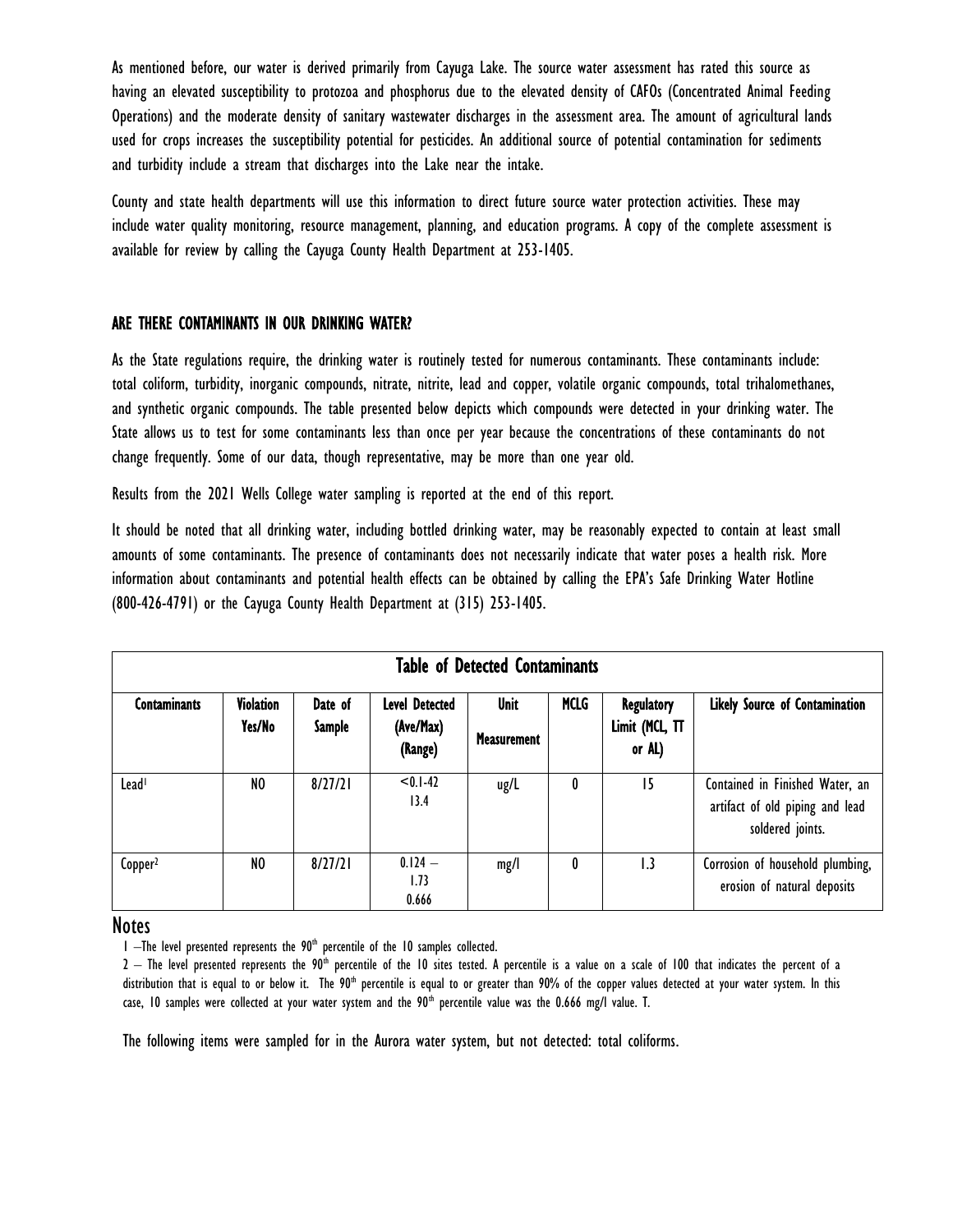As mentioned before, our water is derived primarily from Cayuga Lake. The source water assessment has rated this source as having an elevated susceptibility to protozoa and phosphorus due to the elevated density of CAFOs (Concentrated Animal Feeding Operations) and the moderate density of sanitary wastewater discharges in the assessment area. The amount of agricultural lands used for crops increases the susceptibility potential for pesticides. An additional source of potential contamination for sediments and turbidity include a stream that discharges into the Lake near the intake.

County and state health departments will use this information to direct future source water protection activities. These may include water quality monitoring, resource management, planning, and education programs. A copy of the complete assessment is available for review by calling the Cayuga County Health Department at 253-1405.

## ARE THERE CONTAMINANTS IN OUR DRINKING WATER?

As the State regulations require, the drinking water is routinely tested for numerous contaminants. These contaminants include: total coliform, turbidity, inorganic compounds, nitrate, nitrite, lead and copper, volatile organic compounds, total trihalomethanes, and synthetic organic compounds. The table presented below depicts which compounds were detected in your drinking water. The State allows us to test for some contaminants less than once per year because the concentrations of these contaminants do not change frequently. Some of our data, though representative, may be more than one year old.

Results from the 2021 Wells College water sampling is reported at the end of this report.

It should be noted that all drinking water, including bottled drinking water, may be reasonably expected to contain at least small amounts of some contaminants. The presence of contaminants does not necessarily indicate that water poses a health risk. More information about contaminants and potential health effects can be obtained by calling the EPA's Safe Drinking Water Hotline (800-426-4791) or the Cayuga County Health Department at (315) 253-1405.

| Table of Detected Contaminants | | | | | | | |
|---|---|---|---|---|---|---|---|
| **Contaminants** | **Violation Yes/No** | **Date of Sample** | **Level Detected (Ave/Max) (Range)** | **Unit Measurement** | **MCLG** | **Regulatory Limit (MCL, TT or AL)** | **Likely Source of Contamination** |
| Lead[1] | NO | 8/27/21 | <0.1-42<br>13.4 | ug/L | 0 | 15 | Contained in Finished Water, an artifact of old piping and lead soldered joints. |
| Copper[2] | NO | 8/27/21 | 0.124 – 1.73<br>0.666 | mg/l | 0 | 1.3 | Corrosion of household plumbing, erosion of natural deposits |

### Notes

1 –The level presented represents the 90th percentile of the 10 samples collected.

2 – The level presented represents the 90th percentile of the 10 sites tested. A percentile is a value on a scale of 100 that indicates the percent of a distribution that is equal to or below it. The 90th percentile is equal to or greater than 90% of the copper values detected at your water system. In this case, 10 samples were collected at your water system and the 90th percentile value was the 0.666 mg/l value. T.

The following items were sampled for in the Aurora water system, but not detected: total coliforms.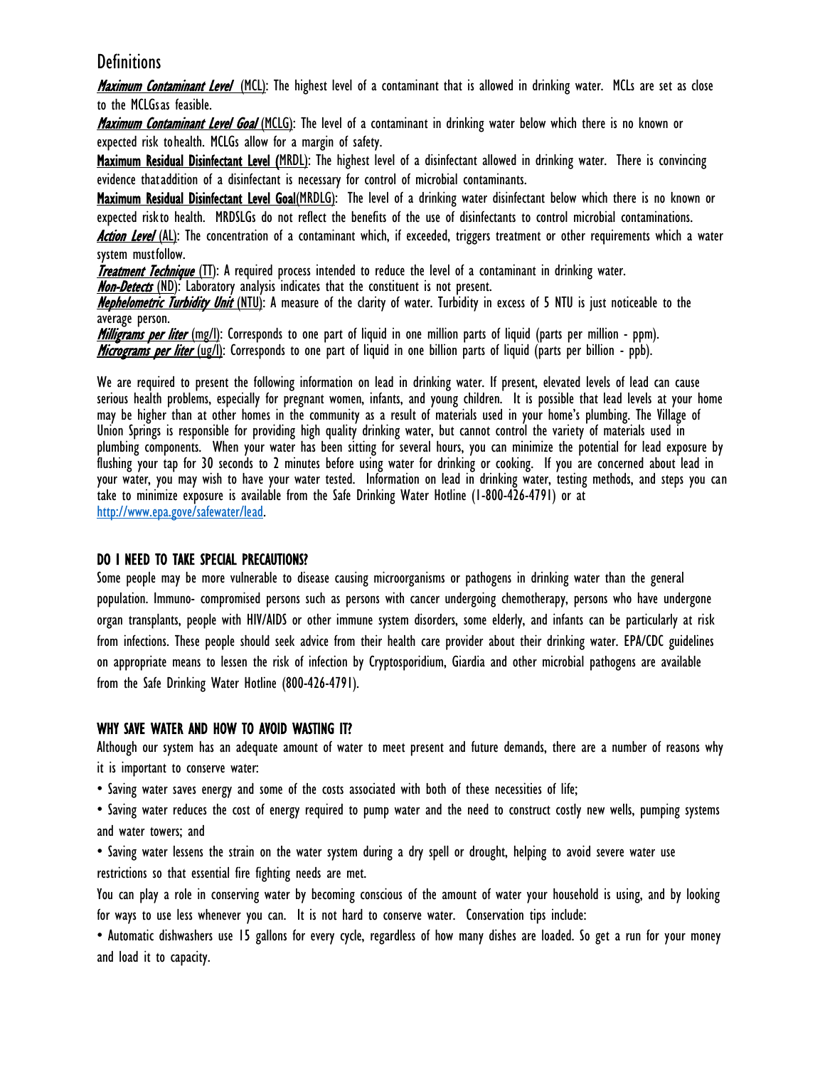## Definitions

***Maximum Contaminant Level*** (MCL): The highest level of a contaminant that is allowed in drinking water. MCLs are set as close to the MCLGsas feasible.

***Maximum Contaminant Level Goal*** (MCLG): The level of a contaminant in drinking water below which there is no known or expected risk tohealth. MCLGs allow for a margin of safety.

**Maximum Residual Disinfectant Level (**MRDL): The highest level of a disinfectant allowed in drinking water. There is convincing evidence thataddition of a disinfectant is necessary for control of microbial contaminants.

**Maximum Residual Disinfectant Level Goal**(MRDLG): The level of a drinking water disinfectant below which there is no known or expected riskto health. MRDSLGs do not reflect the benefits of the use of disinfectants to control microbial contaminations.

***Action Level*** (AL): The concentration of a contaminant which, if exceeded, triggers treatment or other requirements which a water system mustfollow.

***Treatment Technique*** (TT): A required process intended to reduce the level of a contaminant in drinking water.

***Non-Detects*** (ND): Laboratory analysis indicates that the constituent is not present.

***Nephelometric Turbidity Unit*** (NTU): A measure of the clarity of water. Turbidity in excess of 5 NTU is just noticeable to the average person.

***Milligrams per liter*** (mg/l): Corresponds to one part of liquid in one million parts of liquid (parts per million - ppm).

***Micrograms per liter*** (ug/l): Corresponds to one part of liquid in one billion parts of liquid (parts per billion - ppb).

We are required to present the following information on lead in drinking water. If present, elevated levels of lead can cause serious health problems, especially for pregnant women, infants, and young children. It is possible that lead levels at your home may be higher than at other homes in the community as a result of materials used in your home's plumbing. The Village of Union Springs is responsible for providing high quality drinking water, but cannot control the variety of materials used in plumbing components. When your water has been sitting for several hours, you can minimize the potential for lead exposure by flushing your tap for 30 seconds to 2 minutes before using water for drinking or cooking. If you are concerned about lead in your water, you may wish to have your water tested. Information on lead in drinking water, testing methods, and steps you can take to minimize exposure is available from the Safe Drinking Water Hotline (1-800-426-4791) or at http://www.epa.gove/safewater/lead.

### DO I NEED TO TAKE SPECIAL PRECAUTIONS?

Some people may be more vulnerable to disease causing microorganisms or pathogens in drinking water than the general population. Immuno- compromised persons such as persons with cancer undergoing chemotherapy, persons who have undergone organ transplants, people with HIV/AIDS or other immune system disorders, some elderly, and infants can be particularly at risk from infections. These people should seek advice from their health care provider about their drinking water. EPA/CDC guidelines on appropriate means to lessen the risk of infection by Cryptosporidium, Giardia and other microbial pathogens are available from the Safe Drinking Water Hotline (800-426-4791).

### WHY SAVE WATER AND HOW TO AVOID WASTING IT?

Although our system has an adequate amount of water to meet present and future demands, there are a number of reasons why it is important to conserve water:

- Saving water saves energy and some of the costs associated with both of these necessities of life;
- Saving water reduces the cost of energy required to pump water and the need to construct costly new wells, pumping systems and water towers; and
- Saving water lessens the strain on the water system during a dry spell or drought, helping to avoid severe water use restrictions so that essential fire fighting needs are met.

You can play a role in conserving water by becoming conscious of the amount of water your household is using, and by looking for ways to use less whenever you can. It is not hard to conserve water. Conservation tips include:

- Automatic dishwashers use 15 gallons for every cycle, regardless of how many dishes are loaded. So get a run for your money and load it to capacity.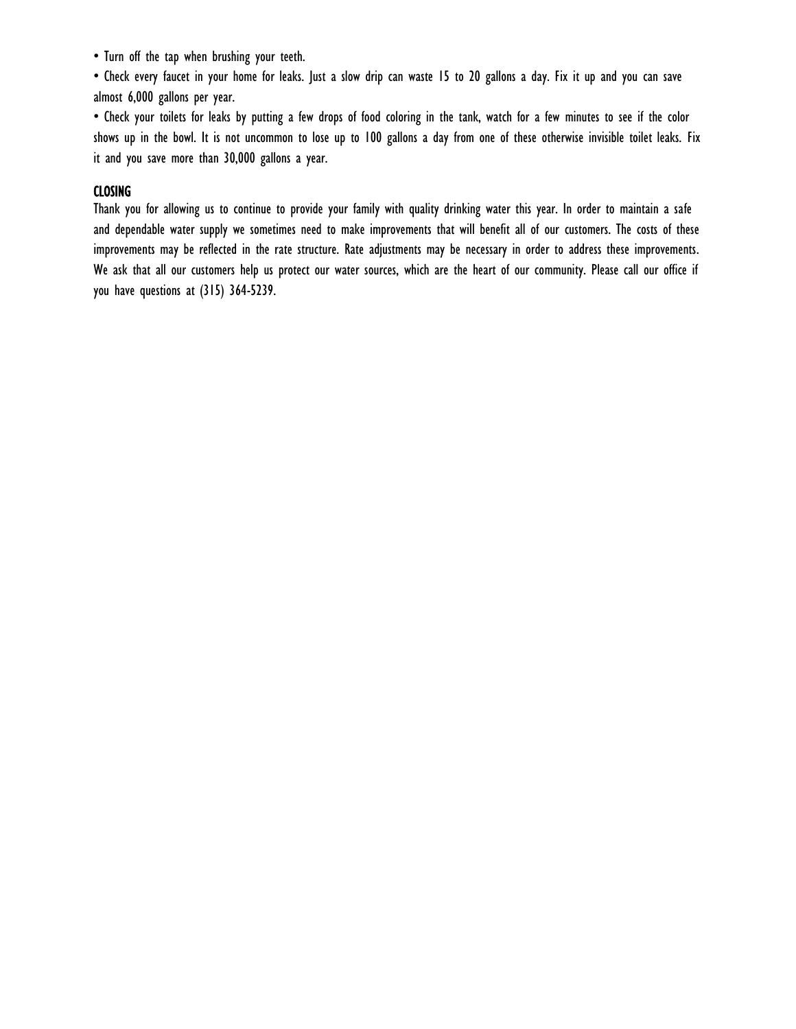- Turn off the tap when brushing your teeth.
- Check every faucet in your home for leaks. Just a slow drip can waste 15 to 20 gallons a day. Fix it up and you can save almost 6,000 gallons per year.
- Check your toilets for leaks by putting a few drops of food coloring in the tank, watch for a few minutes to see if the color shows up in the bowl. It is not uncommon to lose up to 100 gallons a day from one of these otherwise invisible toilet leaks. Fix it and you save more than 30,000 gallons a year.

## CLOSING

Thank you for allowing us to continue to provide your family with quality drinking water this year. In order to maintain a safe and dependable water supply we sometimes need to make improvements that will benefit all of our customers. The costs of these improvements may be reflected in the rate structure. Rate adjustments may be necessary in order to address these improvements. We ask that all our customers help us protect our water sources, which are the heart of our community. Please call our office if you have questions at (315) 364-5239.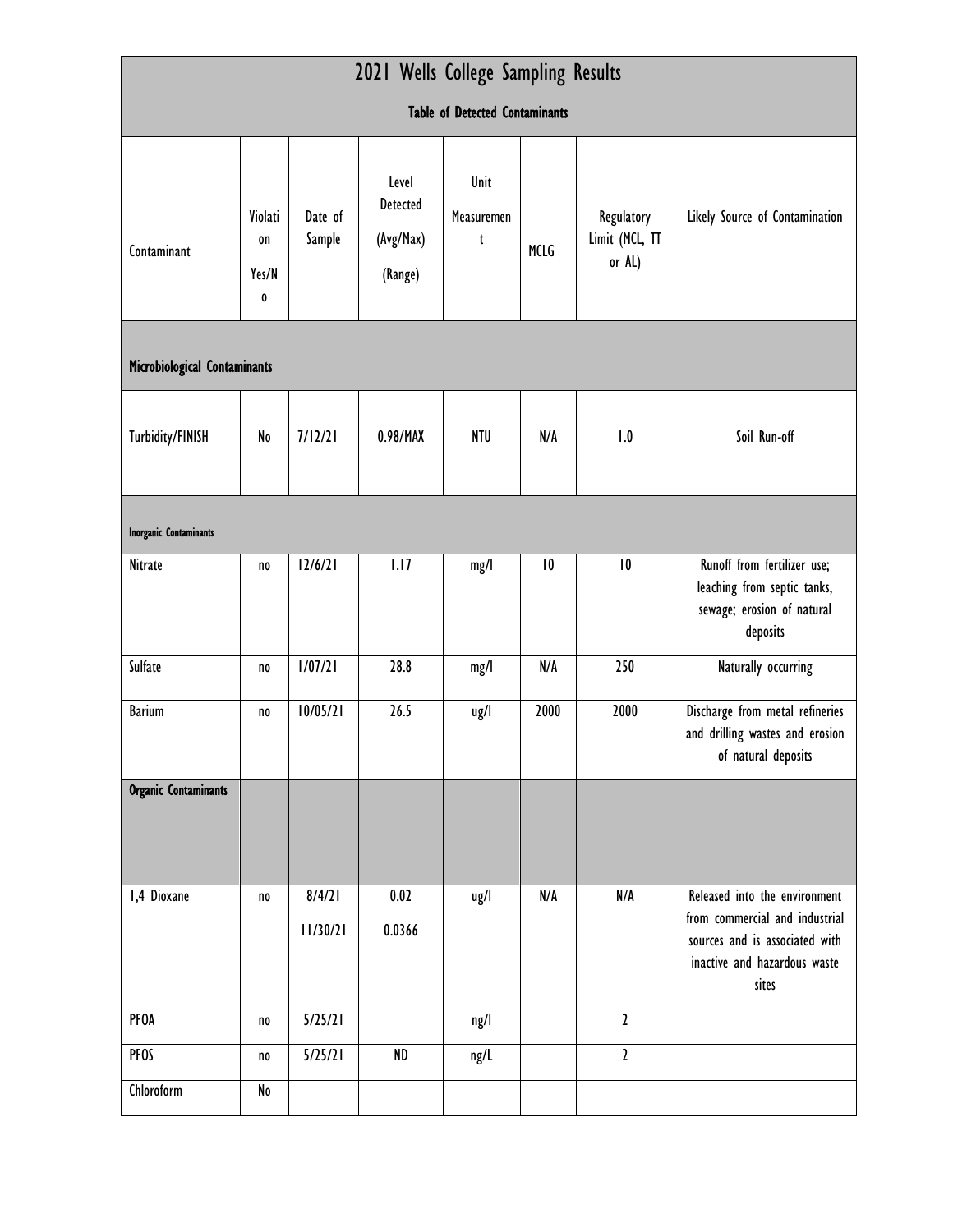| 2021 Wells College Sampling Results | | | | | | | |
|---|---|---|---|---|---|---|---|
| Table of Detected Contaminants | | | | | | | |
| Contaminant | Violation Yes/No | Date of Sample | Level Detected (Avg/Max) (Range) | Unit Measurement | MCLG | Regulatory Limit (MCL, TT or AL) | Likely Source of Contamination |
| **Microbiological Contaminants** | | | | | | | |
| Turbidity/FINISH | No | 7/12/21 | 0.98/MAX | NTU | N/A | 1.0 | Soil Run-off |
| **Inorganic Contaminants** | | | | | | | |
| Nitrate | no | 12/6/21 | 1.17 | mg/l | 10 | 10 | Runoff from fertilizer use; leaching from septic tanks, sewage; erosion of natural deposits |
| Sulfate | no | 1/07/21 | 28.8 | mg/l | N/A | 250 | Naturally occurring |
| Barium | no | 10/05/21 | 26.5 | ug/l | 2000 | 2000 | Discharge from metal refineries and drilling wastes and erosion of natural deposits |
| **Organic Contaminants** | | | | | | | |
| 1,4 Dioxane | no | 8/4/21<br>11/30/21 | 0.02<br>0.0366 | ug/l | N/A | N/A | Released into the environment from commercial and industrial sources and is associated with inactive and hazardous waste sites |
| PFOA | no | 5/25/21 | | ng/l | | 2 | |
| PFOS | no | 5/25/21 | ND | ng/L | | 2 | |
| Chloroform | No | | | | | | |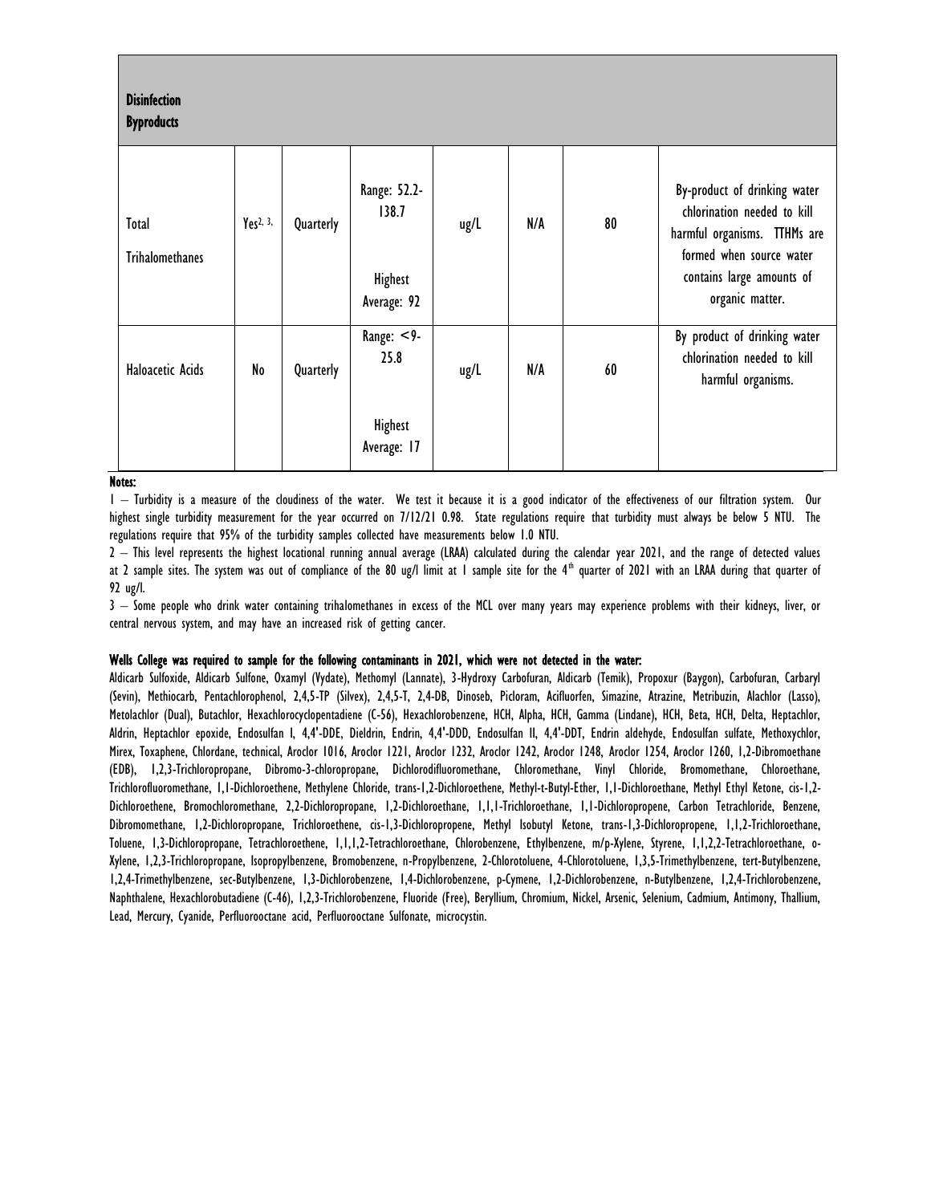| Disinfection Byproducts | | | | | | | |
|---|---|---|---|---|---|---|---|
| Total Trihalomethanes | Yes[2, 3,] | Quarterly | Range: 52.2-138.7<br><br>Highest Average: 92 | ug/L | N/A | 80 | By-product of drinking water chlorination needed to kill harmful organisms. TTHMs are formed when source water contains large amounts of organic matter. |
| Haloacetic Acids | No | Quarterly | Range: <9-25.8<br><br>Highest Average: 17 | ug/L | N/A | 60 | By product of drinking water chlorination needed to kill harmful organisms. |

**Notes:**

1 – Turbidity is a measure of the cloudiness of the water. We test it because it is a good indicator of the effectiveness of our filtration system. Our highest single turbidity measurement for the year occurred on 7/12/21 0.98. State regulations require that turbidity must always be below 5 NTU. The regulations require that 95% of the turbidity samples collected have measurements below 1.0 NTU.

2 – This level represents the highest locational running annual average (LRAA) calculated during the calendar year 2021, and the range of detected values at 2 sample sites. The system was out of compliance of the 80 ug/l limit at 1 sample site for the 4th quarter of 2021 with an LRAA during that quarter of 92 ug/l.

3 – Some people who drink water containing trihalomethanes in excess of the MCL over many years may experience problems with their kidneys, liver, or central nervous system, and may have an increased risk of getting cancer.

**Wells College was required to sample for the following contaminants in 2021, which were not detected in the water:**

Aldicarb Sulfoxide, Aldicarb Sulfone, Oxamyl (Vydate), Methomyl (Lannate), 3-Hydroxy Carbofuran, Aldicarb (Temik), Propoxur (Baygon), Carbofuran, Carbaryl (Sevin), Methiocarb, Pentachlorophenol, 2,4,5-TP (Silvex), 2,4,5-T, 2,4-DB, Dinoseb, Picloram, Acifluorfen, Simazine, Atrazine, Metribuzin, Alachlor (Lasso), Metolachlor (Dual), Butachlor, Hexachlorocyclopentadiene (C-56), Hexachlorobenzene, HCH, Alpha, HCH, Gamma (Lindane), HCH, Beta, HCH, Delta, Heptachlor, Aldrin, Heptachlor epoxide, Endosulfan I, 4,4'-DDE, Dieldrin, Endrin, 4,4'-DDD, Endosulfan II, 4,4'-DDT, Endrin aldehyde, Endosulfan sulfate, Methoxychlor, Mirex, Toxaphene, Chlordane, technical, Aroclor 1016, Aroclor 1221, Aroclor 1232, Aroclor 1242, Aroclor 1248, Aroclor 1254, Aroclor 1260, 1,2-Dibromoethane (EDB), 1,2,3-Trichloropropane, Dibromo-3-chloropropane, Dichlorodifluoromethane, Chloromethane, Vinyl Chloride, Bromomethane, Chloroethane, Trichlorofluoromethane, 1,1-Dichloroethene, Methylene Chloride, trans-1,2-Dichloroethene, Methyl-t-Butyl-Ether, 1,1-Dichloroethane, Methyl Ethyl Ketone, cis-1,2-Dichloroethene, Bromochloromethane, 2,2-Dichloropropane, 1,2-Dichloroethane, 1,1,1-Trichloroethane, 1,1-Dichloropropene, Carbon Tetrachloride, Benzene, Dibromomethane, 1,2-Dichloropropane, Trichloroethene, cis-1,3-Dichloropropene, Methyl Isobutyl Ketone, trans-1,3-Dichloropropene, 1,1,2-Trichloroethane, Toluene, 1,3-Dichloropropane, Tetrachloroethene, 1,1,1,2-Tetrachloroethane, Chlorobenzene, Ethylbenzene, m/p-Xylene, Styrene, 1,1,2,2-Tetrachloroethane, o-Xylene, 1,2,3-Trichloropropane, Isopropylbenzene, Bromobenzene, n-Propylbenzene, 2-Chlorotoluene, 4-Chlorotoluene, 1,3,5-Trimethylbenzene, tert-Butylbenzene, 1,2,4-Trimethylbenzene, sec-Butylbenzene, 1,3-Dichlorobenzene, 1,4-Dichlorobenzene, p-Cymene, 1,2-Dichlorobenzene, n-Butylbenzene, 1,2,4-Trichlorobenzene, Naphthalene, Hexachlorobutadiene (C-46), 1,2,3-Trichlorobenzene, Fluoride (Free), Beryllium, Chromium, Nickel, Arsenic, Selenium, Cadmium, Antimony, Thallium, Lead, Mercury, Cyanide, Perfluorooctane acid, Perfluorooctane Sulfonate, microcystin.